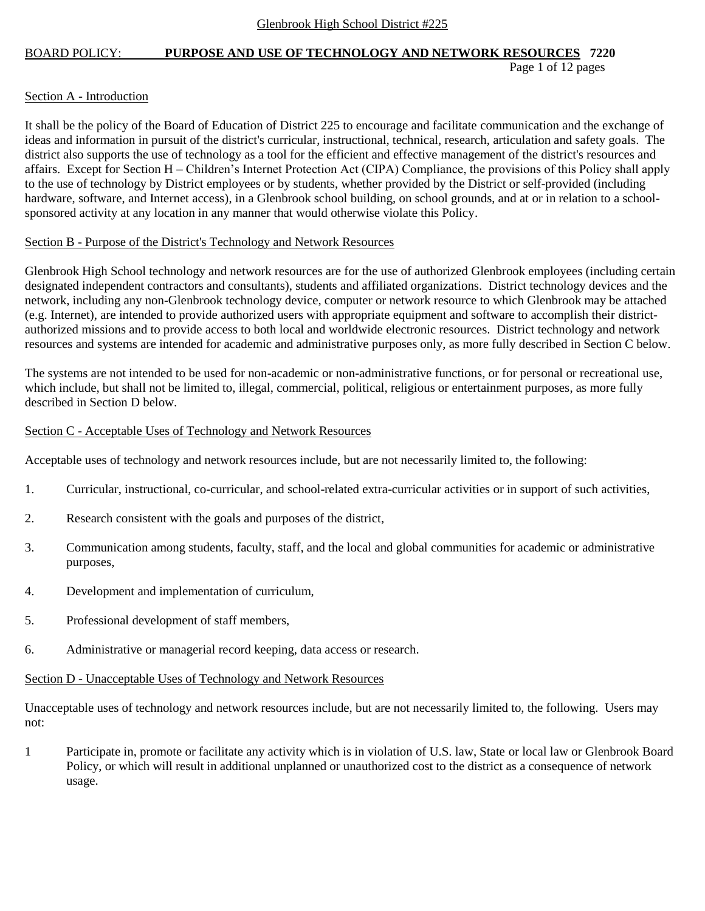Glenbrook High School District #225

# BOARD POLICY: PURPOSE AND USE OF TECHNOLOGY AND NETWORK RESOURCES 7220

## Section A - Introduction

It shall be the policy of the Board of Education of District 225 to encourage and facilitate communication and the exchange of ideas and information in pursuit of the district's curricular, instructional, technical, research, articulation and safety goals. The district also supports the use of technology as a tool for the efficient and effective management of the district's resources and affairs. Except for Section H – Children's Internet Protection Act (CIPA) Compliance, the provisions of this Policy shall apply to the use of technology by District employees or by students, whether provided by the District or self-provided (including hardware, software, and Internet access), in a Glenbrook school building, on school grounds, and at or in relation to a school-sponsored activity at any location in any manner that would otherwise violate this Policy.

## Section B - Purpose of the District's Technology and Network Resources

Glenbrook High School technology and network resources are for the use of authorized Glenbrook employees (including certain designated independent contractors and consultants), students and affiliated organizations. District technology devices and the network, including any non-Glenbrook technology device, computer or network resource to which Glenbrook may be attached (e.g. Internet), are intended to provide authorized users with appropriate equipment and software to accomplish their district-authorized missions and to provide access to both local and worldwide electronic resources. District technology and network resources and systems are intended for academic and administrative purposes only, as more fully described in Section C below.

The systems are not intended to be used for non-academic or non-administrative functions, or for personal or recreational use, which include, but shall not be limited to, illegal, commercial, political, religious or entertainment purposes, as more fully described in Section D below.

## Section C - Acceptable Uses of Technology and Network Resources

Acceptable uses of technology and network resources include, but are not necessarily limited to, the following:

1. Curricular, instructional, co-curricular, and school-related extra-curricular activities or in support of such activities,
2. Research consistent with the goals and purposes of the district,
3. Communication among students, faculty, staff, and the local and global communities for academic or administrative purposes,
4. Development and implementation of curriculum,
5. Professional development of staff members,
6. Administrative or managerial record keeping, data access or research.

## Section D - Unacceptable Uses of Technology and Network Resources

Unacceptable uses of technology and network resources include, but are not necessarily limited to, the following. Users may not:

1 Participate in, promote or facilitate any activity which is in violation of U.S. law, State or local law or Glenbrook Board Policy, or which will result in additional unplanned or unauthorized cost to the district as a consequence of network usage.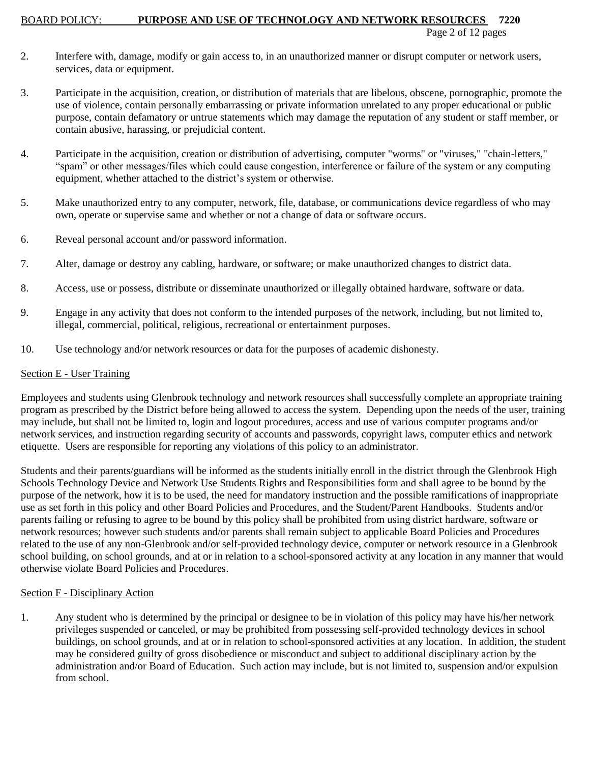2. Interfere with, damage, modify or gain access to, in an unauthorized manner or disrupt computer or network users, services, data or equipment.

3. Participate in the acquisition, creation, or distribution of materials that are libelous, obscene, pornographic, promote the use of violence, contain personally embarrassing or private information unrelated to any proper educational or public purpose, contain defamatory or untrue statements which may damage the reputation of any student or staff member, or contain abusive, harassing, or prejudicial content.

4. Participate in the acquisition, creation or distribution of advertising, computer "worms" or "viruses," "chain-letters," "spam" or other messages/files which could cause congestion, interference or failure of the system or any computing equipment, whether attached to the district's system or otherwise.

5. Make unauthorized entry to any computer, network, file, database, or communications device regardless of who may own, operate or supervise same and whether or not a change of data or software occurs.

6. Reveal personal account and/or password information.

7. Alter, damage or destroy any cabling, hardware, or software; or make unauthorized changes to district data.

8. Access, use or possess, distribute or disseminate unauthorized or illegally obtained hardware, software or data.

9. Engage in any activity that does not conform to the intended purposes of the network, including, but not limited to, illegal, commercial, political, religious, recreational or entertainment purposes.

10. Use technology and/or network resources or data for the purposes of academic dishonesty.

## Section E - User Training

Employees and students using Glenbrook technology and network resources shall successfully complete an appropriate training program as prescribed by the District before being allowed to access the system. Depending upon the needs of the user, training may include, but shall not be limited to, login and logout procedures, access and use of various computer programs and/or network services, and instruction regarding security of accounts and passwords, copyright laws, computer ethics and network etiquette. Users are responsible for reporting any violations of this policy to an administrator.

Students and their parents/guardians will be informed as the students initially enroll in the district through the Glenbrook High Schools Technology Device and Network Use Students Rights and Responsibilities form and shall agree to be bound by the purpose of the network, how it is to be used, the need for mandatory instruction and the possible ramifications of inappropriate use as set forth in this policy and other Board Policies and Procedures, and the Student/Parent Handbooks. Students and/or parents failing or refusing to agree to be bound by this policy shall be prohibited from using district hardware, software or network resources; however such students and/or parents shall remain subject to applicable Board Policies and Procedures related to the use of any non-Glenbrook and/or self-provided technology device, computer or network resource in a Glenbrook school building, on school grounds, and at or in relation to a school-sponsored activity at any location in any manner that would otherwise violate Board Policies and Procedures.

## Section F - Disciplinary Action

1. Any student who is determined by the principal or designee to be in violation of this policy may have his/her network privileges suspended or canceled, or may be prohibited from possessing self-provided technology devices in school buildings, on school grounds, and at or in relation to school-sponsored activities at any location. In addition, the student may be considered guilty of gross disobedience or misconduct and subject to additional disciplinary action by the administration and/or Board of Education. Such action may include, but is not limited to, suspension and/or expulsion from school.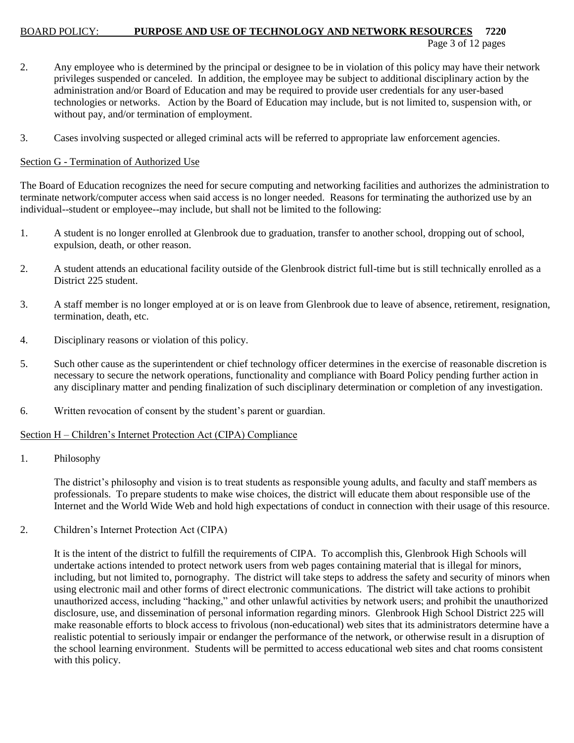2. Any employee who is determined by the principal or designee to be in violation of this policy may have their network privileges suspended or canceled. In addition, the employee may be subject to additional disciplinary action by the administration and/or Board of Education and may be required to provide user credentials for any user-based technologies or networks. Action by the Board of Education may include, but is not limited to, suspension with, or without pay, and/or termination of employment.

3. Cases involving suspected or alleged criminal acts will be referred to appropriate law enforcement agencies.

## Section G - Termination of Authorized Use

The Board of Education recognizes the need for secure computing and networking facilities and authorizes the administration to terminate network/computer access when said access is no longer needed. Reasons for terminating the authorized use by an individual--student or employee--may include, but shall not be limited to the following:

1. A student is no longer enrolled at Glenbrook due to graduation, transfer to another school, dropping out of school, expulsion, death, or other reason.

2. A student attends an educational facility outside of the Glenbrook district full-time but is still technically enrolled as a District 225 student.

3. A staff member is no longer employed at or is on leave from Glenbrook due to leave of absence, retirement, resignation, termination, death, etc.

4. Disciplinary reasons or violation of this policy.

5. Such other cause as the superintendent or chief technology officer determines in the exercise of reasonable discretion is necessary to secure the network operations, functionality and compliance with Board Policy pending further action in any disciplinary matter and pending finalization of such disciplinary determination or completion of any investigation.

6. Written revocation of consent by the student's parent or guardian.

## Section H – Children's Internet Protection Act (CIPA) Compliance

1. Philosophy

   The district's philosophy and vision is to treat students as responsible young adults, and faculty and staff members as professionals. To prepare students to make wise choices, the district will educate them about responsible use of the Internet and the World Wide Web and hold high expectations of conduct in connection with their usage of this resource.

2. Children's Internet Protection Act (CIPA)

   It is the intent of the district to fulfill the requirements of CIPA. To accomplish this, Glenbrook High Schools will undertake actions intended to protect network users from web pages containing material that is illegal for minors, including, but not limited to, pornography. The district will take steps to address the safety and security of minors when using electronic mail and other forms of direct electronic communications. The district will take actions to prohibit unauthorized access, including "hacking," and other unlawful activities by network users; and prohibit the unauthorized disclosure, use, and dissemination of personal information regarding minors. Glenbrook High School District 225 will make reasonable efforts to block access to frivolous (non-educational) web sites that its administrators determine have a realistic potential to seriously impair or endanger the performance of the network, or otherwise result in a disruption of the school learning environment. Students will be permitted to access educational web sites and chat rooms consistent with this policy.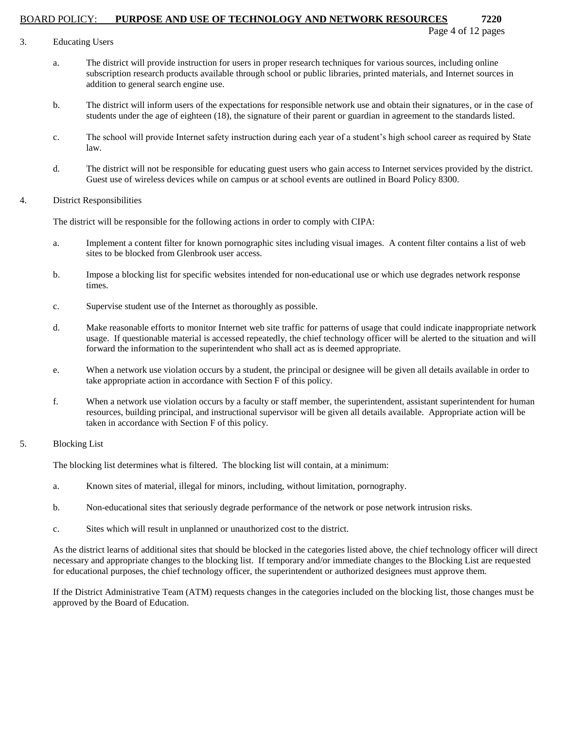3. Educating Users

   a. The district will provide instruction for users in proper research techniques for various sources, including online subscription research products available through school or public libraries, printed materials, and Internet sources in addition to general search engine use.

   b. The district will inform users of the expectations for responsible network use and obtain their signatures, or in the case of students under the age of eighteen (18), the signature of their parent or guardian in agreement to the standards listed.

   c. The school will provide Internet safety instruction during each year of a student's high school career as required by State law.

   d. The district will not be responsible for educating guest users who gain access to Internet services provided by the district. Guest use of wireless devices while on campus or at school events are outlined in Board Policy 8300.

4. District Responsibilities

   The district will be responsible for the following actions in order to comply with CIPA:

   a. Implement a content filter for known pornographic sites including visual images. A content filter contains a list of web sites to be blocked from Glenbrook user access.

   b. Impose a blocking list for specific websites intended for non-educational use or which use degrades network response times.

   c. Supervise student use of the Internet as thoroughly as possible.

   d. Make reasonable efforts to monitor Internet web site traffic for patterns of usage that could indicate inappropriate network usage. If questionable material is accessed repeatedly, the chief technology officer will be alerted to the situation and will forward the information to the superintendent who shall act as is deemed appropriate.

   e. When a network use violation occurs by a student, the principal or designee will be given all details available in order to take appropriate action in accordance with Section F of this policy.

   f. When a network use violation occurs by a faculty or staff member, the superintendent, assistant superintendent for human resources, building principal, and instructional supervisor will be given all details available. Appropriate action will be taken in accordance with Section F of this policy.

5. Blocking List

   The blocking list determines what is filtered. The blocking list will contain, at a minimum:

   a. Known sites of material, illegal for minors, including, without limitation, pornography.

   b. Non-educational sites that seriously degrade performance of the network or pose network intrusion risks.

   c. Sites which will result in unplanned or unauthorized cost to the district.

   As the district learns of additional sites that should be blocked in the categories listed above, the chief technology officer will direct necessary and appropriate changes to the blocking list. If temporary and/or immediate changes to the Blocking List are requested for educational purposes, the chief technology officer, the superintendent or authorized designees must approve them.

   If the District Administrative Team (ATM) requests changes in the categories included on the blocking list, those changes must be approved by the Board of Education.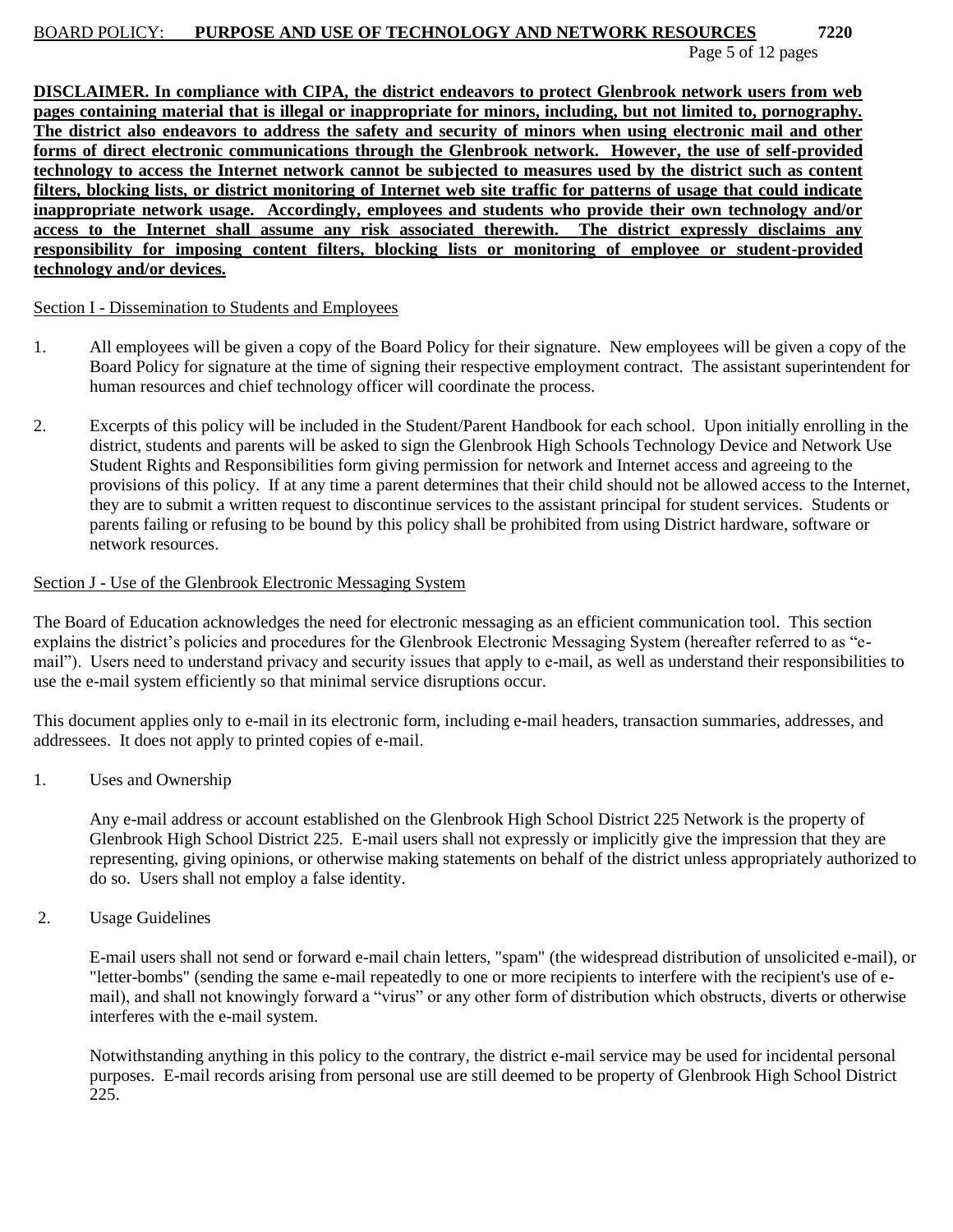**DISCLAIMER. In compliance with CIPA, the district endeavors to protect Glenbrook network users from web pages containing material that is illegal or inappropriate for minors, including, but not limited to, pornography. The district also endeavors to address the safety and security of minors when using electronic mail and other forms of direct electronic communications through the Glenbrook network. However, the use of self-provided technology to access the Internet network cannot be subjected to measures used by the district such as content filters, blocking lists, or district monitoring of Internet web site traffic for patterns of usage that could indicate inappropriate network usage. Accordingly, employees and students who provide their own technology and/or access to the Internet shall assume any risk associated therewith. The district expressly disclaims any responsibility for imposing content filters, blocking lists or monitoring of employee or student-provided technology and/or devices.**

Section I - Dissemination to Students and Employees

1. All employees will be given a copy of the Board Policy for their signature. New employees will be given a copy of the Board Policy for signature at the time of signing their respective employment contract. The assistant superintendent for human resources and chief technology officer will coordinate the process.

2. Excerpts of this policy will be included in the Student/Parent Handbook for each school. Upon initially enrolling in the district, students and parents will be asked to sign the Glenbrook High Schools Technology Device and Network Use Student Rights and Responsibilities form giving permission for network and Internet access and agreeing to the provisions of this policy. If at any time a parent determines that their child should not be allowed access to the Internet, they are to submit a written request to discontinue services to the assistant principal for student services. Students or parents failing or refusing to be bound by this policy shall be prohibited from using District hardware, software or network resources.

Section J - Use of the Glenbrook Electronic Messaging System

The Board of Education acknowledges the need for electronic messaging as an efficient communication tool. This section explains the district's policies and procedures for the Glenbrook Electronic Messaging System (hereafter referred to as "e-mail"). Users need to understand privacy and security issues that apply to e-mail, as well as understand their responsibilities to use the e-mail system efficiently so that minimal service disruptions occur.

This document applies only to e-mail in its electronic form, including e-mail headers, transaction summaries, addresses, and addressees. It does not apply to printed copies of e-mail.

1. Uses and Ownership

   Any e-mail address or account established on the Glenbrook High School District 225 Network is the property of Glenbrook High School District 225. E-mail users shall not expressly or implicitly give the impression that they are representing, giving opinions, or otherwise making statements on behalf of the district unless appropriately authorized to do so. Users shall not employ a false identity.

2. Usage Guidelines

   E-mail users shall not send or forward e-mail chain letters, "spam" (the widespread distribution of unsolicited e-mail), or "letter-bombs" (sending the same e-mail repeatedly to one or more recipients to interfere with the recipient's use of e-mail), and shall not knowingly forward a "virus" or any other form of distribution which obstructs, diverts or otherwise interferes with the e-mail system.

   Notwithstanding anything in this policy to the contrary, the district e-mail service may be used for incidental personal purposes. E-mail records arising from personal use are still deemed to be property of Glenbrook High School District 225.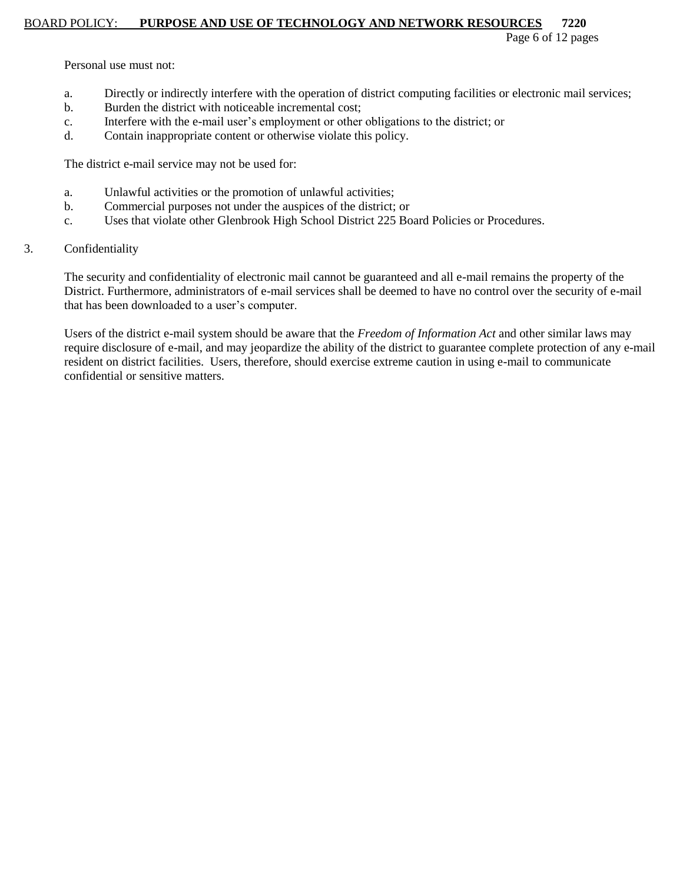Personal use must not:

a. Directly or indirectly interfere with the operation of district computing facilities or electronic mail services;
b. Burden the district with noticeable incremental cost;
c. Interfere with the e-mail user's employment or other obligations to the district; or
d. Contain inappropriate content or otherwise violate this policy.

The district e-mail service may not be used for:

a. Unlawful activities or the promotion of unlawful activities;
b. Commercial purposes not under the auspices of the district; or
c. Uses that violate other Glenbrook High School District 225 Board Policies or Procedures.

3. Confidentiality

The security and confidentiality of electronic mail cannot be guaranteed and all e-mail remains the property of the District. Furthermore, administrators of e-mail services shall be deemed to have no control over the security of e-mail that has been downloaded to a user's computer.

Users of the district e-mail system should be aware that the *Freedom of Information Act* and other similar laws may require disclosure of e-mail, and may jeopardize the ability of the district to guarantee complete protection of any e-mail resident on district facilities. Users, therefore, should exercise extreme caution in using e-mail to communicate confidential or sensitive matters.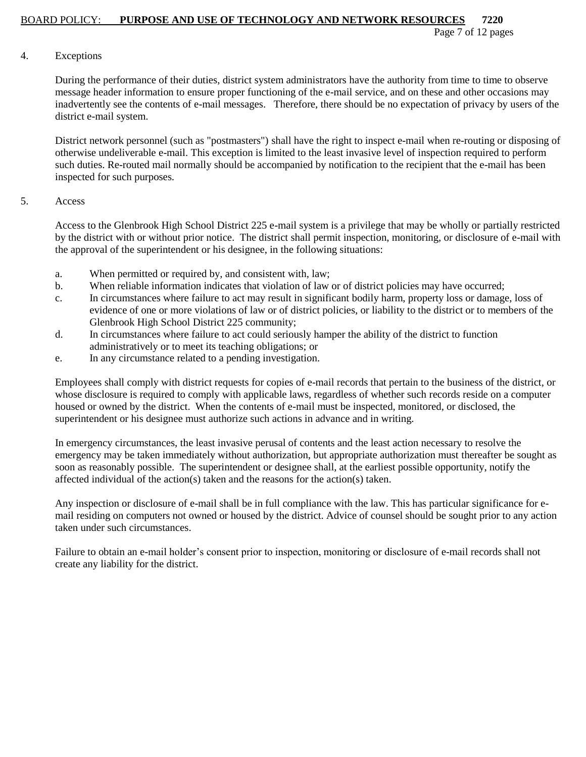4. Exceptions

During the performance of their duties, district system administrators have the authority from time to time to observe message header information to ensure proper functioning of the e-mail service, and on these and other occasions may inadvertently see the contents of e-mail messages. Therefore, there should be no expectation of privacy by users of the district e-mail system.

District network personnel (such as "postmasters") shall have the right to inspect e-mail when re-routing or disposing of otherwise undeliverable e-mail. This exception is limited to the least invasive level of inspection required to perform such duties. Re-routed mail normally should be accompanied by notification to the recipient that the e-mail has been inspected for such purposes.

5. Access

Access to the Glenbrook High School District 225 e-mail system is a privilege that may be wholly or partially restricted by the district with or without prior notice. The district shall permit inspection, monitoring, or disclosure of e-mail with the approval of the superintendent or his designee, in the following situations:

a. When permitted or required by, and consistent with, law;
b. When reliable information indicates that violation of law or of district policies may have occurred;
c. In circumstances where failure to act may result in significant bodily harm, property loss or damage, loss of evidence of one or more violations of law or of district policies, or liability to the district or to members of the Glenbrook High School District 225 community;
d. In circumstances where failure to act could seriously hamper the ability of the district to function administratively or to meet its teaching obligations; or
e. In any circumstance related to a pending investigation.

Employees shall comply with district requests for copies of e-mail records that pertain to the business of the district, or whose disclosure is required to comply with applicable laws, regardless of whether such records reside on a computer housed or owned by the district. When the contents of e-mail must be inspected, monitored, or disclosed, the superintendent or his designee must authorize such actions in advance and in writing.

In emergency circumstances, the least invasive perusal of contents and the least action necessary to resolve the emergency may be taken immediately without authorization, but appropriate authorization must thereafter be sought as soon as reasonably possible. The superintendent or designee shall, at the earliest possible opportunity, notify the affected individual of the action(s) taken and the reasons for the action(s) taken.

Any inspection or disclosure of e-mail shall be in full compliance with the law. This has particular significance for e-mail residing on computers not owned or housed by the district. Advice of counsel should be sought prior to any action taken under such circumstances.

Failure to obtain an e-mail holder's consent prior to inspection, monitoring or disclosure of e-mail records shall not create any liability for the district.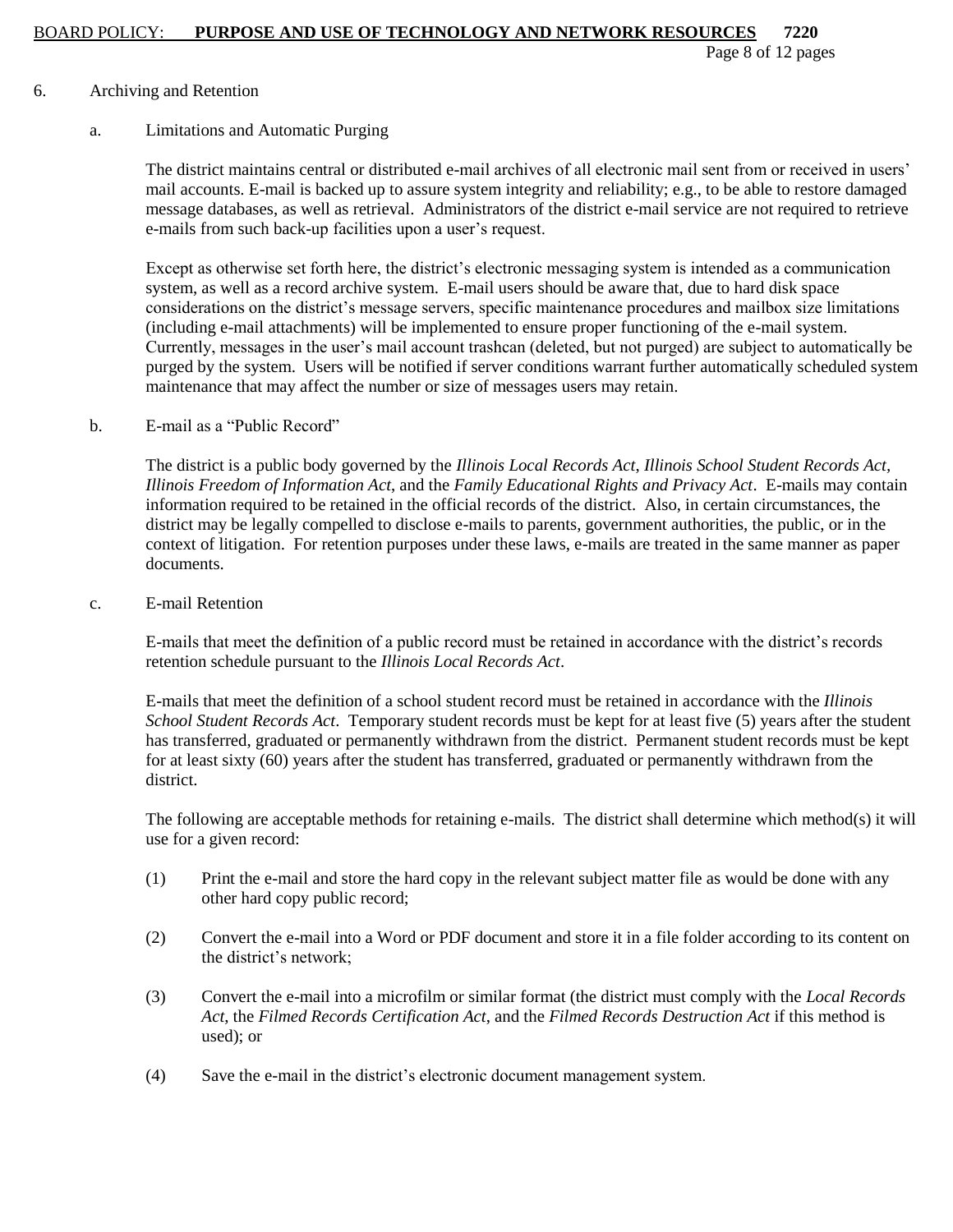6. Archiving and Retention

a. Limitations and Automatic Purging

The district maintains central or distributed e-mail archives of all electronic mail sent from or received in users' mail accounts. E-mail is backed up to assure system integrity and reliability; e.g., to be able to restore damaged message databases, as well as retrieval. Administrators of the district e-mail service are not required to retrieve e-mails from such back-up facilities upon a user's request.

Except as otherwise set forth here, the district's electronic messaging system is intended as a communication system, as well as a record archive system. E-mail users should be aware that, due to hard disk space considerations on the district's message servers, specific maintenance procedures and mailbox size limitations (including e-mail attachments) will be implemented to ensure proper functioning of the e-mail system. Currently, messages in the user's mail account trashcan (deleted, but not purged) are subject to automatically be purged by the system. Users will be notified if server conditions warrant further automatically scheduled system maintenance that may affect the number or size of messages users may retain.

b. E-mail as a "Public Record"

The district is a public body governed by the *Illinois Local Records Act*, *Illinois School Student Records Act*, *Illinois Freedom of Information Act*, and the *Family Educational Rights and Privacy Act*. E-mails may contain information required to be retained in the official records of the district. Also, in certain circumstances, the district may be legally compelled to disclose e-mails to parents, government authorities, the public, or in the context of litigation. For retention purposes under these laws, e-mails are treated in the same manner as paper documents.

c. E-mail Retention

E-mails that meet the definition of a public record must be retained in accordance with the district's records retention schedule pursuant to the *Illinois Local Records Act*.

E-mails that meet the definition of a school student record must be retained in accordance with the *Illinois School Student Records Act*. Temporary student records must be kept for at least five (5) years after the student has transferred, graduated or permanently withdrawn from the district. Permanent student records must be kept for at least sixty (60) years after the student has transferred, graduated or permanently withdrawn from the district.

The following are acceptable methods for retaining e-mails. The district shall determine which method(s) it will use for a given record:

(1) Print the e-mail and store the hard copy in the relevant subject matter file as would be done with any other hard copy public record;

(2) Convert the e-mail into a Word or PDF document and store it in a file folder according to its content on the district's network;

(3) Convert the e-mail into a microfilm or similar format (the district must comply with the *Local Records Act*, the *Filmed Records Certification Act*, and the *Filmed Records Destruction Act* if this method is used); or

(4) Save the e-mail in the district's electronic document management system.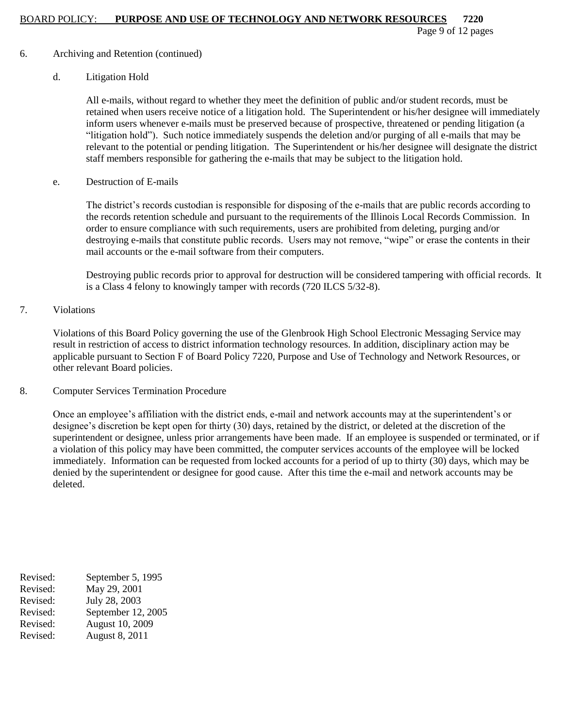6. Archiving and Retention (continued)

d. Litigation Hold

All e-mails, without regard to whether they meet the definition of public and/or student records, must be retained when users receive notice of a litigation hold. The Superintendent or his/her designee will immediately inform users whenever e-mails must be preserved because of prospective, threatened or pending litigation (a "litigation hold"). Such notice immediately suspends the deletion and/or purging of all e-mails that may be relevant to the potential or pending litigation. The Superintendent or his/her designee will designate the district staff members responsible for gathering the e-mails that may be subject to the litigation hold.

e. Destruction of E-mails

The district's records custodian is responsible for disposing of the e-mails that are public records according to the records retention schedule and pursuant to the requirements of the Illinois Local Records Commission. In order to ensure compliance with such requirements, users are prohibited from deleting, purging and/or destroying e-mails that constitute public records. Users may not remove, "wipe" or erase the contents in their mail accounts or the e-mail software from their computers.

Destroying public records prior to approval for destruction will be considered tampering with official records. It is a Class 4 felony to knowingly tamper with records (720 ILCS 5/32-8).

7. Violations

Violations of this Board Policy governing the use of the Glenbrook High School Electronic Messaging Service may result in restriction of access to district information technology resources. In addition, disciplinary action may be applicable pursuant to Section F of Board Policy 7220, Purpose and Use of Technology and Network Resources, or other relevant Board policies.

8. Computer Services Termination Procedure

Once an employee's affiliation with the district ends, e-mail and network accounts may at the superintendent's or designee's discretion be kept open for thirty (30) days, retained by the district, or deleted at the discretion of the superintendent or designee, unless prior arrangements have been made. If an employee is suspended or terminated, or if a violation of this policy may have been committed, the computer services accounts of the employee will be locked immediately. Information can be requested from locked accounts for a period of up to thirty (30) days, which may be denied by the superintendent or designee for good cause. After this time the e-mail and network accounts may be deleted.

Revised: September 5, 1995
Revised: May 29, 2001
Revised: July 28, 2003
Revised: September 12, 2005
Revised: August 10, 2009
Revised: August 8, 2011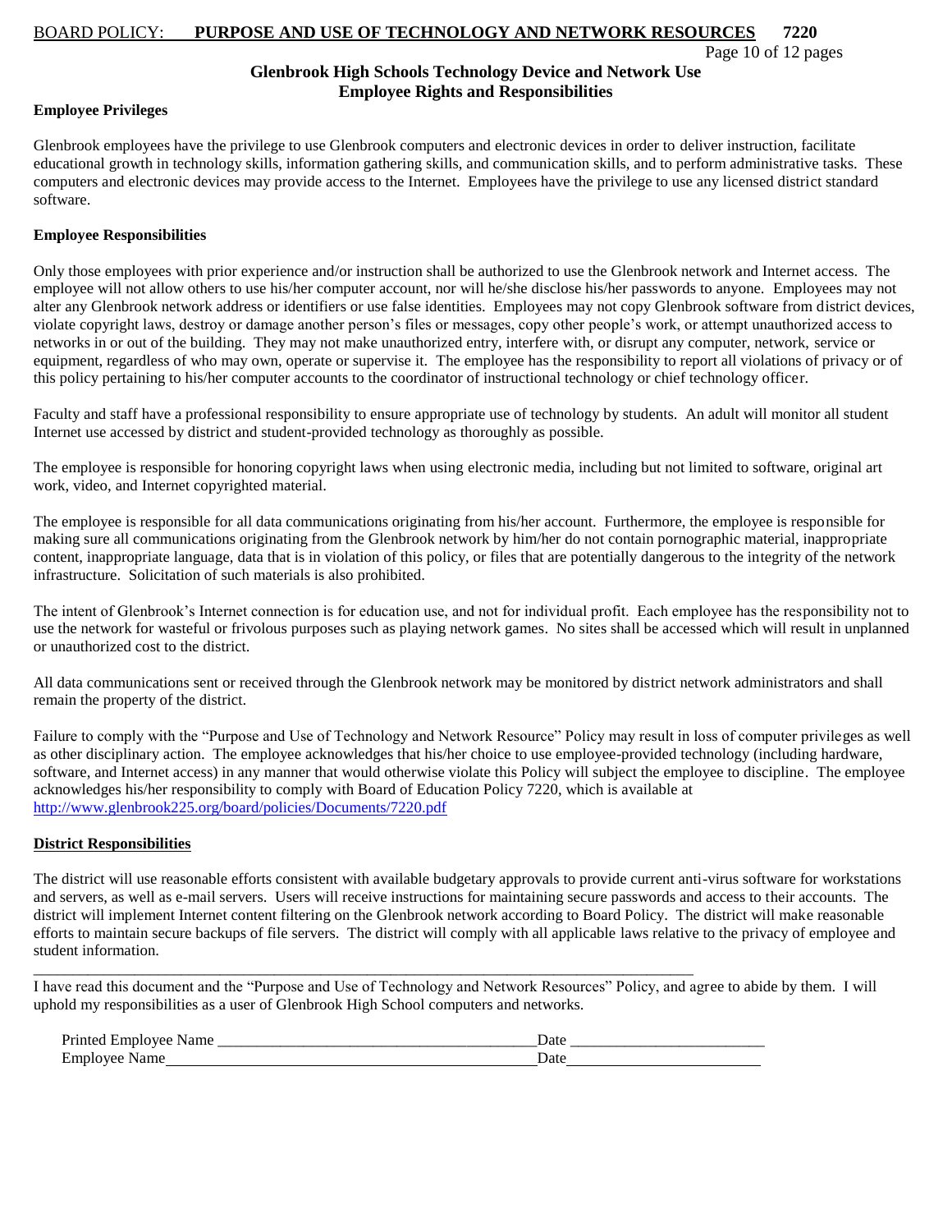## Glenbrook High Schools Technology Device and Network Use
## Employee Rights and Responsibilities

**Employee Privileges**

Glenbrook employees have the privilege to use Glenbrook computers and electronic devices in order to deliver instruction, facilitate educational growth in technology skills, information gathering skills, and communication skills, and to perform administrative tasks. These computers and electronic devices may provide access to the Internet. Employees have the privilege to use any licensed district standard software.

**Employee Responsibilities**

Only those employees with prior experience and/or instruction shall be authorized to use the Glenbrook network and Internet access. The employee will not allow others to use his/her computer account, nor will he/she disclose his/her passwords to anyone. Employees may not alter any Glenbrook network address or identifiers or use false identities. Employees may not copy Glenbrook software from district devices, violate copyright laws, destroy or damage another person's files or messages, copy other people's work, or attempt unauthorized access to networks in or out of the building. They may not make unauthorized entry, interfere with, or disrupt any computer, network, service or equipment, regardless of who may own, operate or supervise it. The employee has the responsibility to report all violations of privacy or of this policy pertaining to his/her computer accounts to the coordinator of instructional technology or chief technology officer.

Faculty and staff have a professional responsibility to ensure appropriate use of technology by students. An adult will monitor all student Internet use accessed by district and student-provided technology as thoroughly as possible.

The employee is responsible for honoring copyright laws when using electronic media, including but not limited to software, original art work, video, and Internet copyrighted material.

The employee is responsible for all data communications originating from his/her account. Furthermore, the employee is responsible for making sure all communications originating from the Glenbrook network by him/her do not contain pornographic material, inappropriate content, inappropriate language, data that is in violation of this policy, or files that are potentially dangerous to the integrity of the network infrastructure. Solicitation of such materials is also prohibited.

The intent of Glenbrook's Internet connection is for education use, and not for individual profit. Each employee has the responsibility not to use the network for wasteful or frivolous purposes such as playing network games. No sites shall be accessed which will result in unplanned or unauthorized cost to the district.

All data communications sent or received through the Glenbrook network may be monitored by district network administrators and shall remain the property of the district.

Failure to comply with the "Purpose and Use of Technology and Network Resource" Policy may result in loss of computer privileges as well as other disciplinary action. The employee acknowledges that his/her choice to use employee-provided technology (including hardware, software, and Internet access) in any manner that would otherwise violate this Policy will subject the employee to discipline. The employee acknowledges his/her responsibility to comply with Board of Education Policy 7220, which is available at http://www.glenbrook225.org/board/policies/Documents/7220.pdf

**District Responsibilities**

The district will use reasonable efforts consistent with available budgetary approvals to provide current anti-virus software for workstations and servers, as well as e-mail servers. Users will receive instructions for maintaining secure passwords and access to their accounts. The district will implement Internet content filtering on the Glenbrook network according to Board Policy. The district will make reasonable efforts to maintain secure backups of file servers. The district will comply with all applicable laws relative to the privacy of employee and student information.

---

I have read this document and the "Purpose and Use of Technology and Network Resources" Policy, and agree to abide by them. I will uphold my responsibilities as a user of Glenbrook High School computers and networks.

Printed Employee Name ________________________________________ Date ________________________

Employee Name ______________________________________________ Date ________________________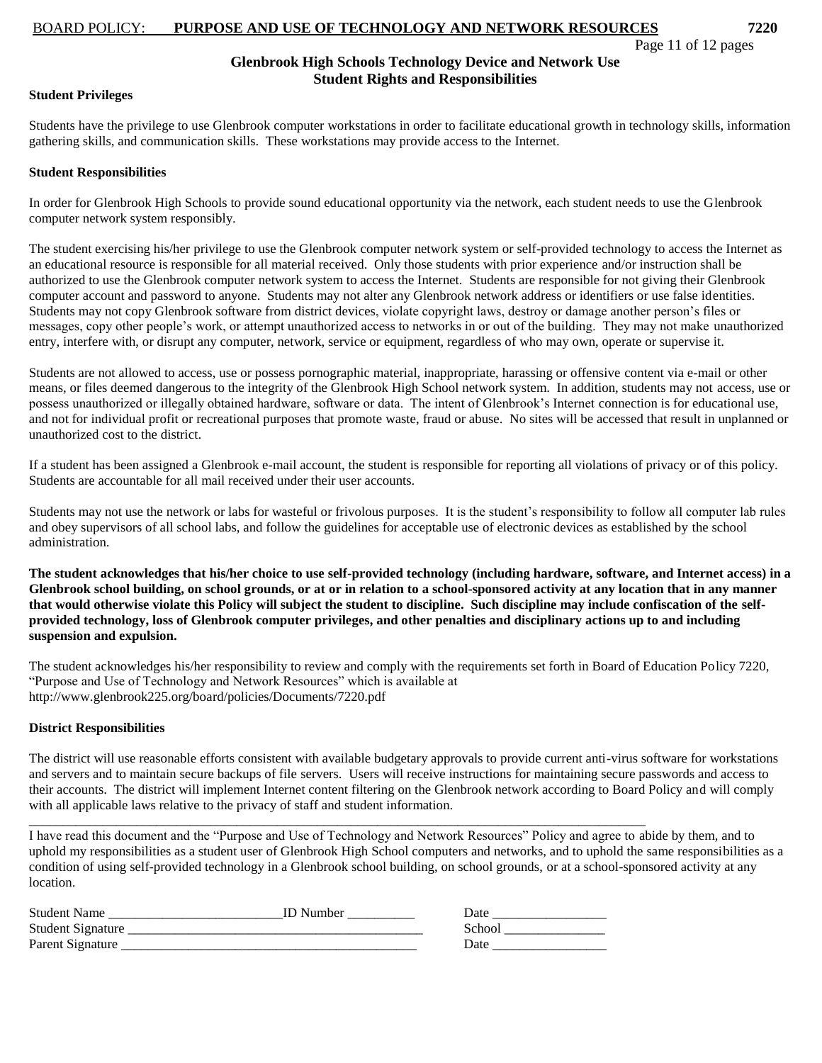## Glenbrook High Schools Technology Device and Network Use
## Student Rights and Responsibilities

**Student Privileges**

Students have the privilege to use Glenbrook computer workstations in order to facilitate educational growth in technology skills, information gathering skills, and communication skills. These workstations may provide access to the Internet.

**Student Responsibilities**

In order for Glenbrook High Schools to provide sound educational opportunity via the network, each student needs to use the Glenbrook computer network system responsibly.

The student exercising his/her privilege to use the Glenbrook computer network system or self-provided technology to access the Internet as an educational resource is responsible for all material received. Only those students with prior experience and/or instruction shall be authorized to use the Glenbrook computer network system to access the Internet. Students are responsible for not giving their Glenbrook computer account and password to anyone. Students may not alter any Glenbrook network address or identifiers or use false identities. Students may not copy Glenbrook software from district devices, violate copyright laws, destroy or damage another person's files or messages, copy other people's work, or attempt unauthorized access to networks in or out of the building. They may not make unauthorized entry, interfere with, or disrupt any computer, network, service or equipment, regardless of who may own, operate or supervise it.

Students are not allowed to access, use or possess pornographic material, inappropriate, harassing or offensive content via e-mail or other means, or files deemed dangerous to the integrity of the Glenbrook High School network system. In addition, students may not access, use or possess unauthorized or illegally obtained hardware, software or data. The intent of Glenbrook's Internet connection is for educational use, and not for individual profit or recreational purposes that promote waste, fraud or abuse. No sites will be accessed that result in unplanned or unauthorized cost to the district.

If a student has been assigned a Glenbrook e-mail account, the student is responsible for reporting all violations of privacy or of this policy. Students are accountable for all mail received under their user accounts.

Students may not use the network or labs for wasteful or frivolous purposes. It is the student's responsibility to follow all computer lab rules and obey supervisors of all school labs, and follow the guidelines for acceptable use of electronic devices as established by the school administration.

**The student acknowledges that his/her choice to use self-provided technology (including hardware, software, and Internet access) in a Glenbrook school building, on school grounds, or at or in relation to a school-sponsored activity at any location that in any manner that would otherwise violate this Policy will subject the student to discipline. Such discipline may include confiscation of the self-provided technology, loss of Glenbrook computer privileges, and other penalties and disciplinary actions up to and including suspension and expulsion.**

The student acknowledges his/her responsibility to review and comply with the requirements set forth in Board of Education Policy 7220, "Purpose and Use of Technology and Network Resources" which is available at http://www.glenbrook225.org/board/policies/Documents/7220.pdf

**District Responsibilities**

The district will use reasonable efforts consistent with available budgetary approvals to provide current anti-virus software for workstations and servers and to maintain secure backups of file servers. Users will receive instructions for maintaining secure passwords and access to their accounts. The district will implement Internet content filtering on the Glenbrook network according to Board Policy and will comply with all applicable laws relative to the privacy of staff and student information.

---

I have read this document and the "Purpose and Use of Technology and Network Resources" Policy and agree to abide by them, and to uphold my responsibilities as a student user of Glenbrook High School computers and networks, and to uphold the same responsibilities as a condition of using self-provided technology in a Glenbrook school building, on school grounds, or at a school-sponsored activity at any location.

Student Name __________________________ ID Number __________ Date _________________

Student Signature _____________________________________________ School _______________

Parent Signature _____________________________________________ Date _________________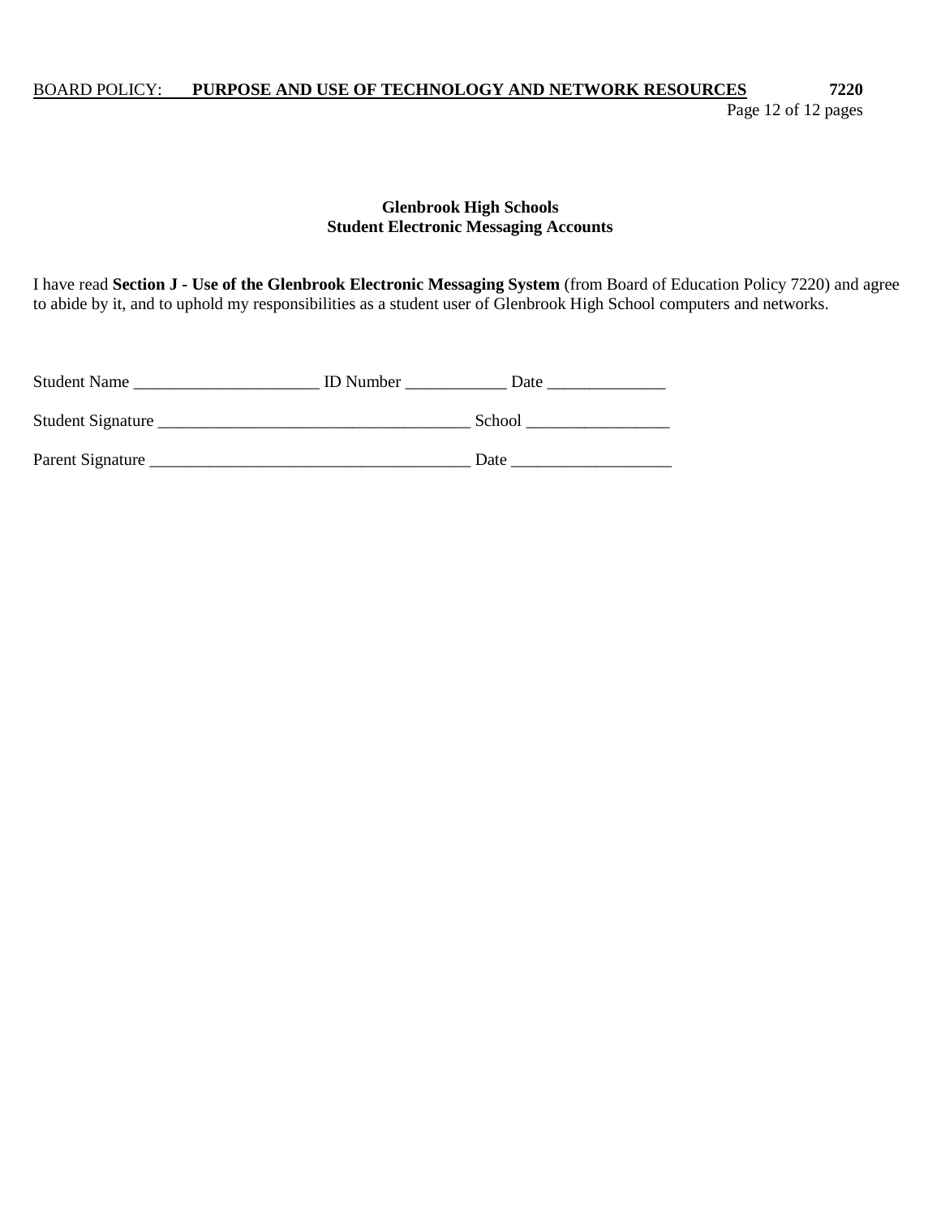**Glenbrook High Schools**
**Student Electronic Messaging Accounts**

I have read **Section J - Use of the Glenbrook Electronic Messaging System** (from Board of Education Policy 7220) and agree to abide by it, and to uphold my responsibilities as a student user of Glenbrook High School computers and networks.

Student Name ______________________ ID Number ____________ Date ______________

Student Signature _____________________________________ School _________________

Parent Signature ______________________________________ Date ___________________